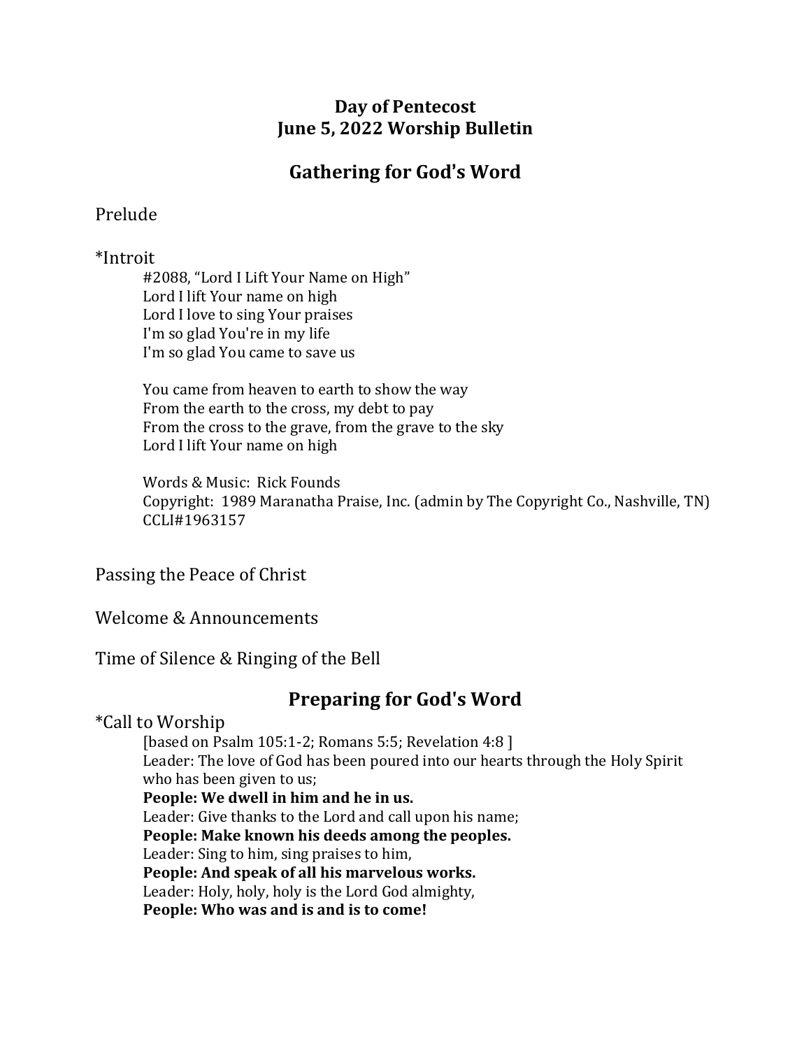# Day of Pentecost
# June 5, 2022 Worship Bulletin

## Gathering for God's Word

Prelude

*Introit

#2088, "Lord I Lift Your Name on High"
Lord I lift Your name on high
Lord I love to sing Your praises
I'm so glad You're in my life
I'm so glad You came to save us

You came from heaven to earth to show the way
From the earth to the cross, my debt to pay
From the cross to the grave, from the grave to the sky
Lord I lift Your name on high

Words & Music: Rick Founds
Copyright: 1989 Maranatha Praise, Inc. (admin by The Copyright Co., Nashville, TN)
CCLI#1963157

Passing the Peace of Christ

Welcome & Announcements

Time of Silence & Ringing of the Bell

## Preparing for God's Word

*Call to Worship

[based on Psalm 105:1-2; Romans 5:5; Revelation 4:8 ]
Leader: The love of God has been poured into our hearts through the Holy Spirit who has been given to us;
**People: We dwell in him and he in us.**
Leader: Give thanks to the Lord and call upon his name;
**People: Make known his deeds among the peoples.**
Leader: Sing to him, sing praises to him,
**People: And speak of all his marvelous works.**
Leader: Holy, holy, holy is the Lord God almighty,
**People: Who was and is and is to come!**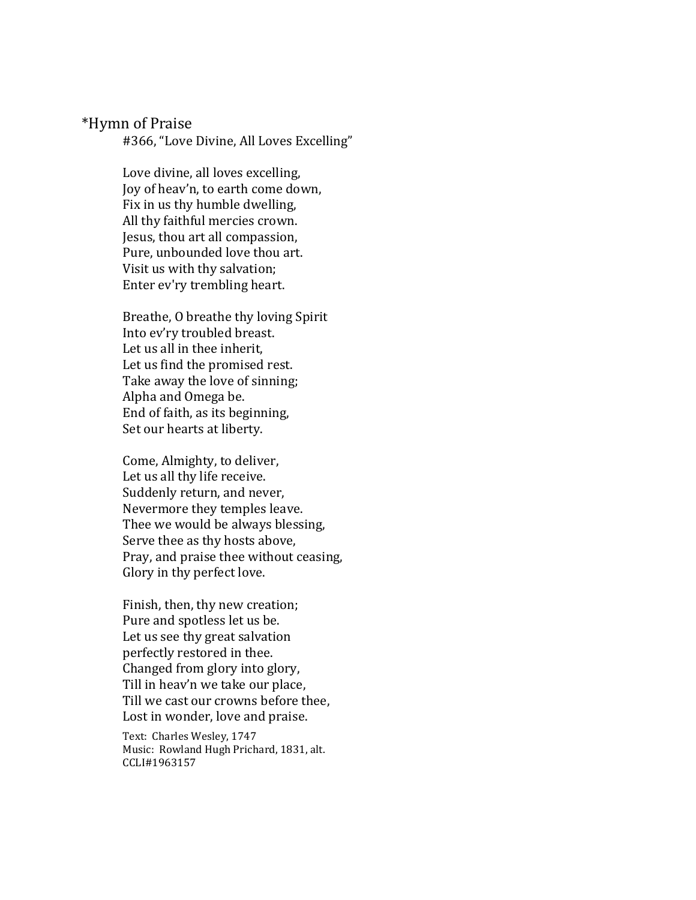*Hymn of Praise

#366, "Love Divine, All Loves Excelling"

Love divine, all loves excelling,
Joy of heav'n, to earth come down,
Fix in us thy humble dwelling,
All thy faithful mercies crown.
Jesus, thou art all compassion,
Pure, unbounded love thou art.
Visit us with thy salvation;
Enter ev'ry trembling heart.

Breathe, O breathe thy loving Spirit
Into ev'ry troubled breast.
Let us all in thee inherit,
Let us find the promised rest.
Take away the love of sinning;
Alpha and Omega be.
End of faith, as its beginning,
Set our hearts at liberty.

Come, Almighty, to deliver,
Let us all thy life receive.
Suddenly return, and never,
Nevermore they temples leave.
Thee we would be always blessing,
Serve thee as thy hosts above,
Pray, and praise thee without ceasing,
Glory in thy perfect love.

Finish, then, thy new creation;
Pure and spotless let us be.
Let us see thy great salvation
perfectly restored in thee.
Changed from glory into glory,
Till in heav'n we take our place,
Till we cast our crowns before thee,
Lost in wonder, love and praise.

Text: Charles Wesley, 1747
Music: Rowland Hugh Prichard, 1831, alt.
CCLI#1963157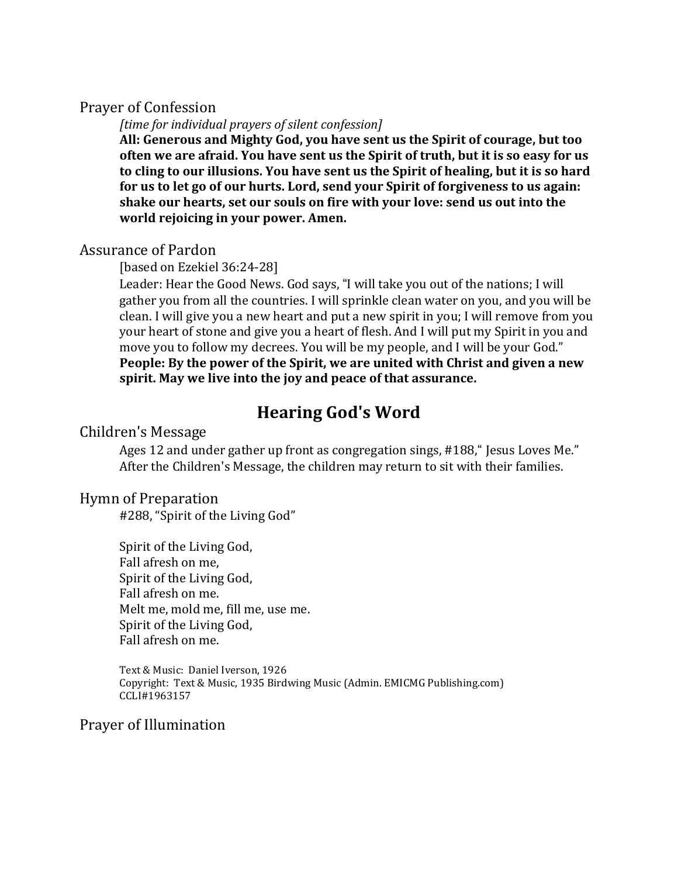Prayer of Confession

*[time for individual prayers of silent confession]*

**All: Generous and Mighty God, you have sent us the Spirit of courage, but too often we are afraid. You have sent us the Spirit of truth, but it is so easy for us to cling to our illusions. You have sent us the Spirit of healing, but it is so hard for us to let go of our hurts. Lord, send your Spirit of forgiveness to us again: shake our hearts, set our souls on fire with your love: send us out into the world rejoicing in your power. Amen.**

Assurance of Pardon

[based on Ezekiel 36:24-28]

Leader: Hear the Good News. God says, "I will take you out of the nations; I will gather you from all the countries. I will sprinkle clean water on you, and you will be clean. I will give you a new heart and put a new spirit in you; I will remove from you your heart of stone and give you a heart of flesh. And I will put my Spirit in you and move you to follow my decrees. You will be my people, and I will be your God."
**People: By the power of the Spirit, we are united with Christ and given a new spirit. May we live into the joy and peace of that assurance.**

## Hearing God's Word

Children's Message

Ages 12 and under gather up front as congregation sings, #188," Jesus Loves Me."
After the Children's Message, the children may return to sit with their families.

Hymn of Preparation

#288, "Spirit of the Living God"

Spirit of the Living God,
Fall afresh on me,
Spirit of the Living God,
Fall afresh on me.
Melt me, mold me, fill me, use me.
Spirit of the Living God,
Fall afresh on me.

Text & Music: Daniel Iverson, 1926
Copyright: Text & Music, 1935 Birdwing Music (Admin. EMICMG Publishing.com)
CCLI#1963157

Prayer of Illumination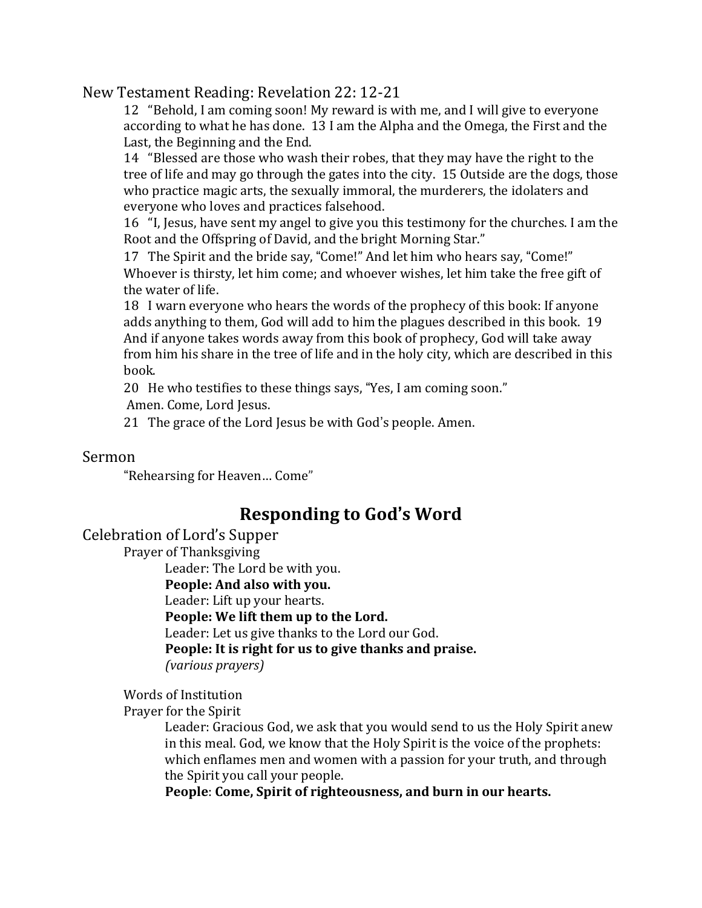## New Testament Reading: Revelation 22: 12-21

12 "Behold, I am coming soon! My reward is with me, and I will give to everyone according to what he has done. 13 I am the Alpha and the Omega, the First and the Last, the Beginning and the End.

14 "Blessed are those who wash their robes, that they may have the right to the tree of life and may go through the gates into the city. 15 Outside are the dogs, those who practice magic arts, the sexually immoral, the murderers, the idolaters and everyone who loves and practices falsehood.

16 "I, Jesus, have sent my angel to give you this testimony for the churches. I am the Root and the Offspring of David, and the bright Morning Star."

17 The Spirit and the bride say, "Come!" And let him who hears say, "Come!" Whoever is thirsty, let him come; and whoever wishes, let him take the free gift of the water of life.

18 I warn everyone who hears the words of the prophecy of this book: If anyone adds anything to them, God will add to him the plagues described in this book. 19 And if anyone takes words away from this book of prophecy, God will take away from him his share in the tree of life and in the holy city, which are described in this book.

20 He who testifies to these things says, "Yes, I am coming soon."
Amen. Come, Lord Jesus.

21 The grace of the Lord Jesus be with God's people. Amen.

## Sermon

"Rehearsing for Heaven… Come"

# Responding to God's Word

## Celebration of Lord's Supper

Prayer of Thanksgiving

Leader: The Lord be with you.
**People: And also with you.**
Leader: Lift up your hearts.
**People: We lift them up to the Lord.**
Leader: Let us give thanks to the Lord our God.
**People: It is right for us to give thanks and praise.**
*(various prayers)*

Words of Institution

Prayer for the Spirit

Leader: Gracious God, we ask that you would send to us the Holy Spirit anew in this meal. God, we know that the Holy Spirit is the voice of the prophets: which enflames men and women with a passion for your truth, and through the Spirit you call your people.
**People**: **Come, Spirit of righteousness, and burn in our hearts.**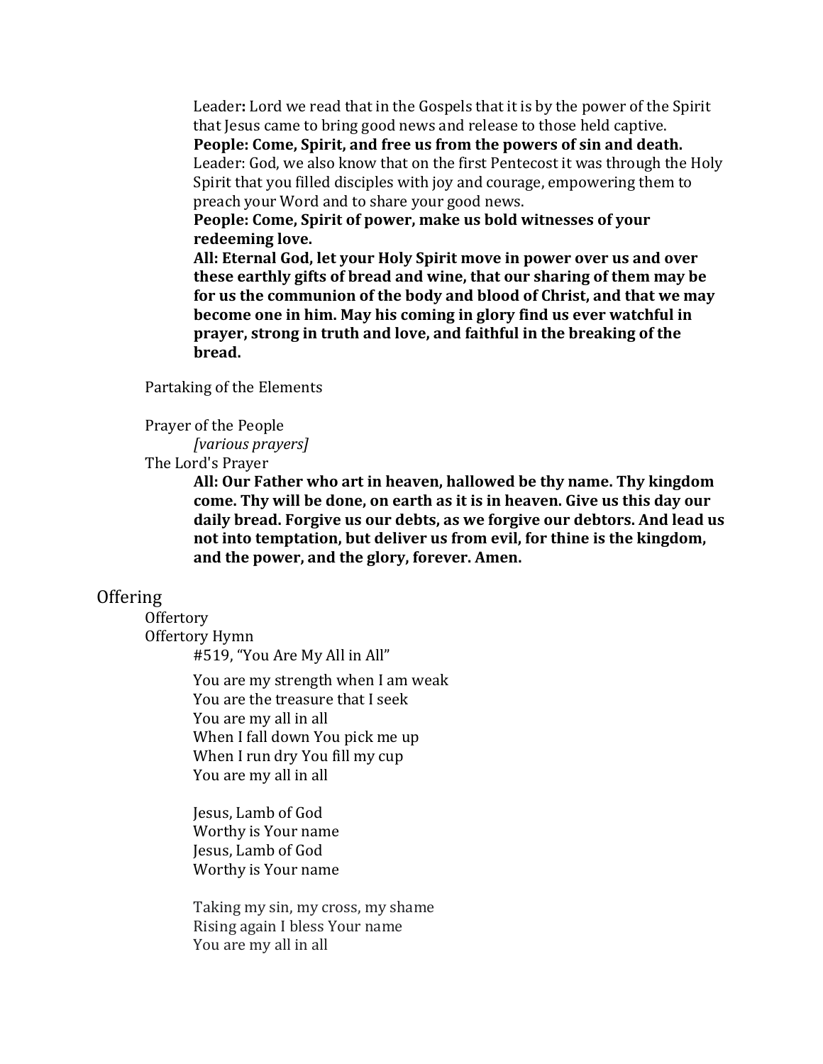Leader**:** Lord we read that in the Gospels that it is by the power of the Spirit that Jesus came to bring good news and release to those held captive.

**People: Come, Spirit, and free us from the powers of sin and death.**

Leader: God, we also know that on the first Pentecost it was through the Holy Spirit that you filled disciples with joy and courage, empowering them to preach your Word and to share your good news.

**People: Come, Spirit of power, make us bold witnesses of your redeeming love.**

**All: Eternal God, let your Holy Spirit move in power over us and over these earthly gifts of bread and wine, that our sharing of them may be for us the communion of the body and blood of Christ, and that we may become one in him. May his coming in glory find us ever watchful in prayer, strong in truth and love, and faithful in the breaking of the bread.**

Partaking of the Elements

Prayer of the People

*[various prayers]*

The Lord's Prayer

**All: Our Father who art in heaven, hallowed be thy name. Thy kingdom come. Thy will be done, on earth as it is in heaven. Give us this day our daily bread. Forgive us our debts, as we forgive our debtors. And lead us not into temptation, but deliver us from evil, for thine is the kingdom, and the power, and the glory, forever. Amen.**

## Offering

Offertory

Offertory Hymn

#519, "You Are My All in All"

You are my strength when I am weak
You are the treasure that I seek
You are my all in all
When I fall down You pick me up
When I run dry You fill my cup
You are my all in all

Jesus, Lamb of God
Worthy is Your name
Jesus, Lamb of God
Worthy is Your name

Taking my sin, my cross, my shame
Rising again I bless Your name
You are my all in all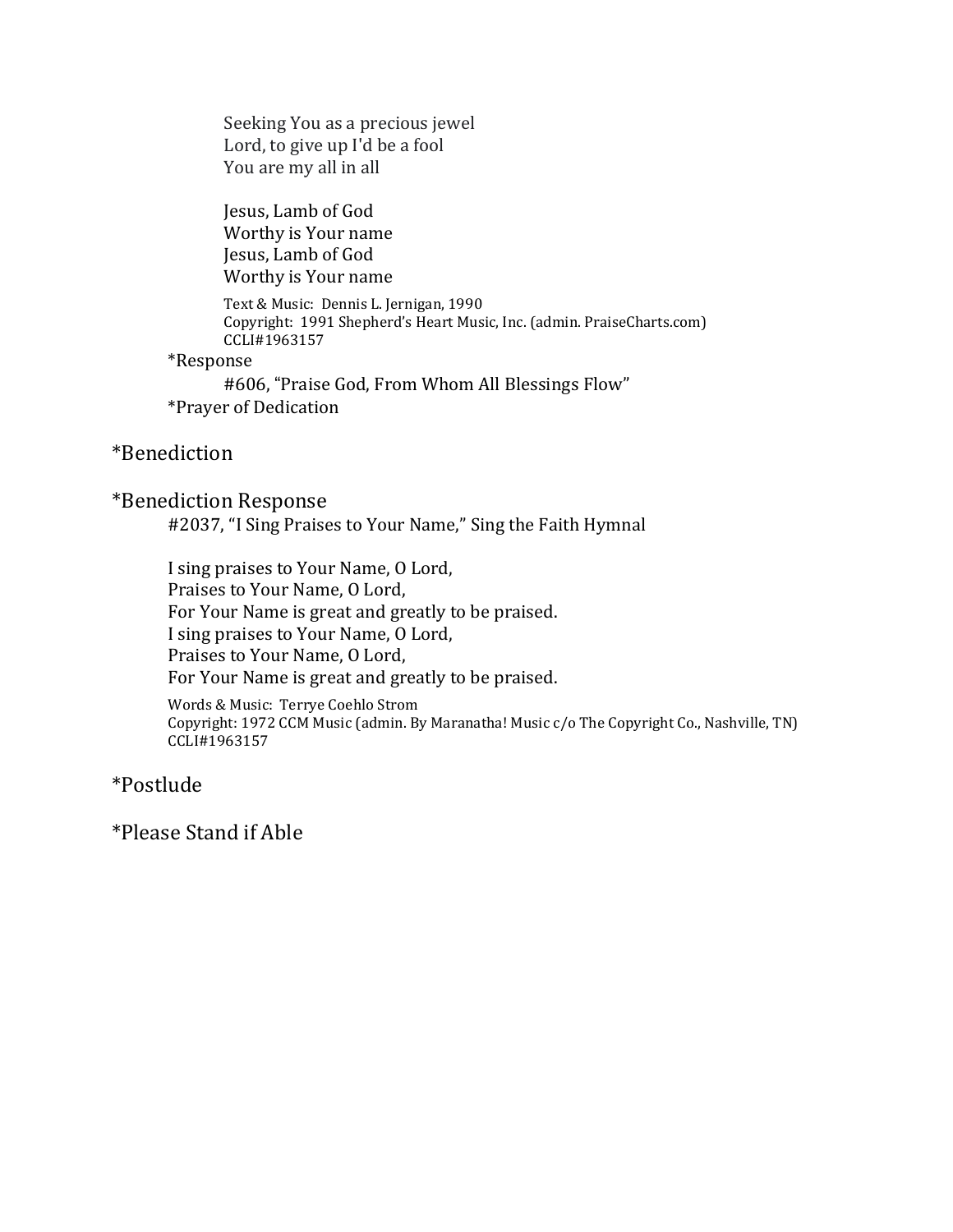Seeking You as a precious jewel
Lord, to give up I'd be a fool
You are my all in all

Jesus, Lamb of God
Worthy is Your name
Jesus, Lamb of God
Worthy is Your name

Text & Music: Dennis L. Jernigan, 1990
Copyright: 1991 Shepherd's Heart Music, Inc. (admin. PraiseCharts.com)
CCLI#1963157

*Response

#606, "Praise God, From Whom All Blessings Flow"

*Prayer of Dedication

## *Benediction

## *Benediction Response

#2037, "I Sing Praises to Your Name," Sing the Faith Hymnal

I sing praises to Your Name, O Lord,
Praises to Your Name, O Lord,
For Your Name is great and greatly to be praised.
I sing praises to Your Name, O Lord,
Praises to Your Name, O Lord,
For Your Name is great and greatly to be praised.

Words & Music: Terrye Coehlo Strom
Copyright: 1972 CCM Music (admin. By Maranatha! Music c/o The Copyright Co., Nashville, TN)
CCLI#1963157

## *Postlude

*Please Stand if Able